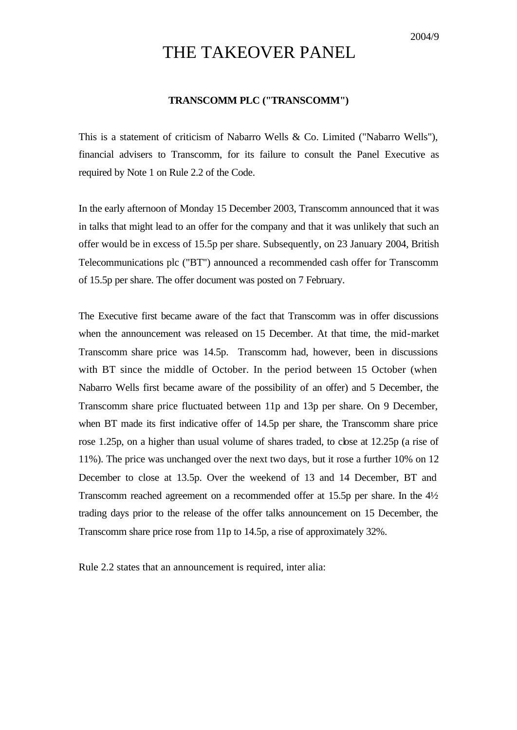2004/9

# THE TAKEOVER PANEL

**TRANSCOMM PLC ("TRANSCOMM")**

This is a statement of criticism of Nabarro Wells & Co. Limited ("Nabarro Wells"), financial advisers to Transcomm, for its failure to consult the Panel Executive as required by Note 1 on Rule 2.2 of the Code.

In the early afternoon of Monday 15 December 2003, Transcomm announced that it was in talks that might lead to an offer for the company and that it was unlikely that such an offer would be in excess of 15.5p per share. Subsequently, on 23 January 2004, British Telecommunications plc ("BT") announced a recommended cash offer for Transcomm of 15.5p per share. The offer document was posted on 7 February.

The Executive first became aware of the fact that Transcomm was in offer discussions when the announcement was released on 15 December. At that time, the mid-market Transcomm share price was 14.5p. Transcomm had, however, been in discussions with BT since the middle of October. In the period between 15 October (when Nabarro Wells first became aware of the possibility of an offer) and 5 December, the Transcomm share price fluctuated between 11p and 13p per share. On 9 December, when BT made its first indicative offer of 14.5p per share, the Transcomm share price rose 1.25p, on a higher than usual volume of shares traded, to close at 12.25p (a rise of 11%). The price was unchanged over the next two days, but it rose a further 10% on 12 December to close at 13.5p. Over the weekend of 13 and 14 December, BT and Transcomm reached agreement on a recommended offer at 15.5p per share. In the 4½ trading days prior to the release of the offer talks announcement on 15 December, the Transcomm share price rose from 11p to 14.5p, a rise of approximately 32%.

Rule 2.2 states that an announcement is required, inter alia: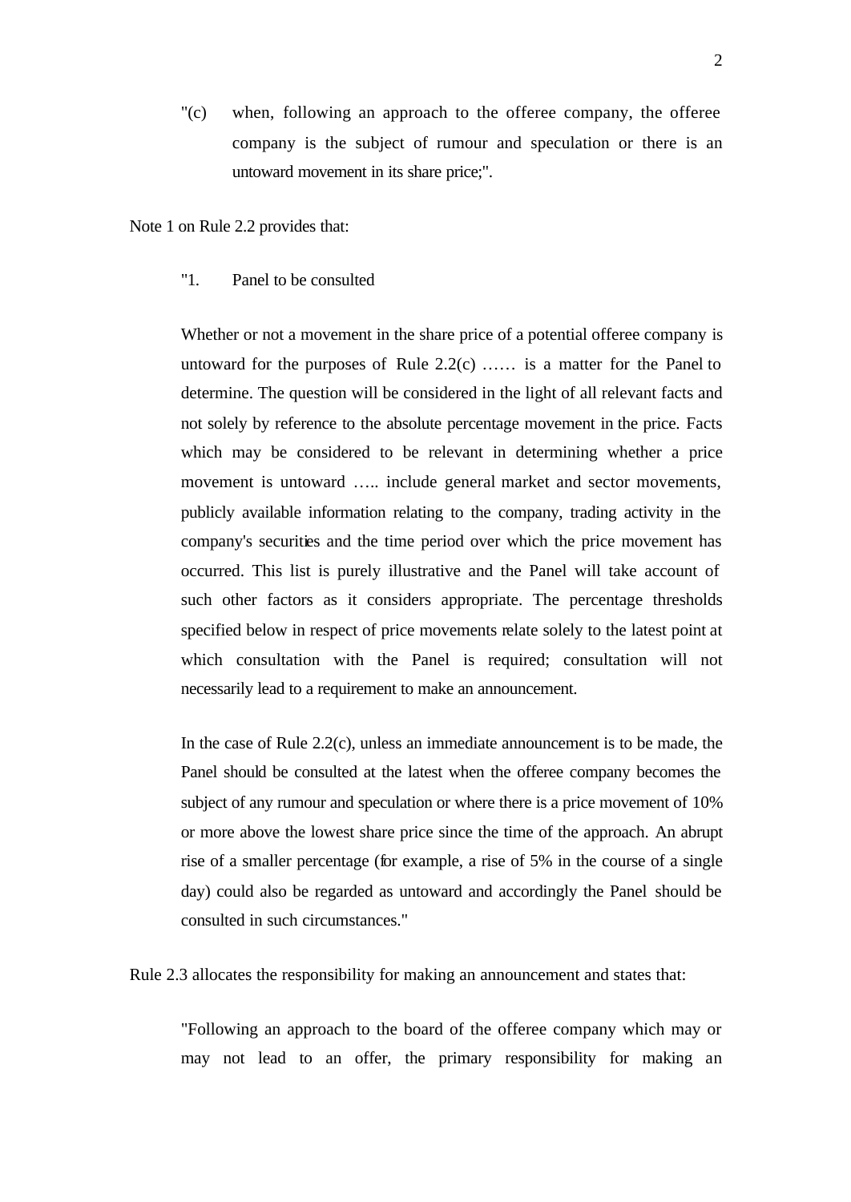"(c) when, following an approach to the offeree company, the offeree company is the subject of rumour and speculation or there is an untoward movement in its share price;".

Note 1 on Rule 2.2 provides that:

> "1. Panel to be consulted
>
> Whether or not a movement in the share price of a potential offeree company is untoward for the purposes of Rule 2.2(c) …… is a matter for the Panel to determine. The question will be considered in the light of all relevant facts and not solely by reference to the absolute percentage movement in the price. Facts which may be considered to be relevant in determining whether a price movement is untoward ….. include general market and sector movements, publicly available information relating to the company, trading activity in the company's securities and the time period over which the price movement has occurred. This list is purely illustrative and the Panel will take account of such other factors as it considers appropriate. The percentage thresholds specified below in respect of price movements relate solely to the latest point at which consultation with the Panel is required; consultation will not necessarily lead to a requirement to make an announcement.
>
> In the case of Rule 2.2(c), unless an immediate announcement is to be made, the Panel should be consulted at the latest when the offeree company becomes the subject of any rumour and speculation or where there is a price movement of 10% or more above the lowest share price since the time of the approach. An abrupt rise of a smaller percentage (for example, a rise of 5% in the course of a single day) could also be regarded as untoward and accordingly the Panel should be consulted in such circumstances."

Rule 2.3 allocates the responsibility for making an announcement and states that:

> "Following an approach to the board of the offeree company which may or may not lead to an offer, the primary responsibility for making an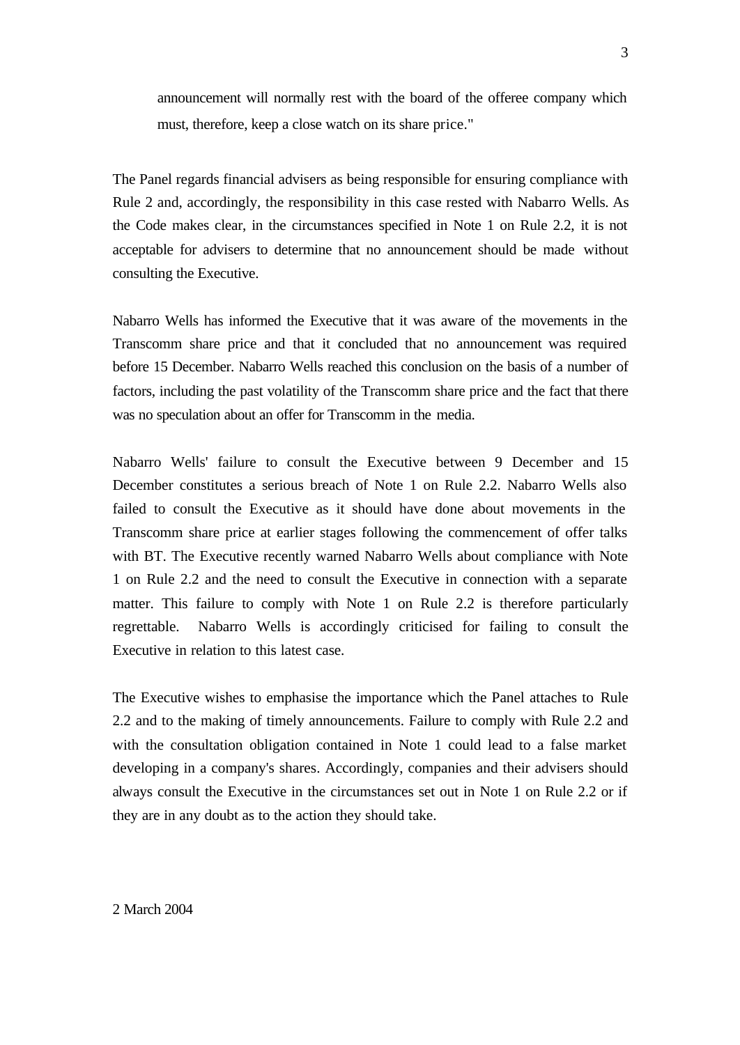announcement will normally rest with the board of the offeree company which must, therefore, keep a close watch on its share price."

The Panel regards financial advisers as being responsible for ensuring compliance with Rule 2 and, accordingly, the responsibility in this case rested with Nabarro Wells. As the Code makes clear, in the circumstances specified in Note 1 on Rule 2.2, it is not acceptable for advisers to determine that no announcement should be made without consulting the Executive.

Nabarro Wells has informed the Executive that it was aware of the movements in the Transcomm share price and that it concluded that no announcement was required before 15 December. Nabarro Wells reached this conclusion on the basis of a number of factors, including the past volatility of the Transcomm share price and the fact that there was no speculation about an offer for Transcomm in the media.

Nabarro Wells' failure to consult the Executive between 9 December and 15 December constitutes a serious breach of Note 1 on Rule 2.2. Nabarro Wells also failed to consult the Executive as it should have done about movements in the Transcomm share price at earlier stages following the commencement of offer talks with BT. The Executive recently warned Nabarro Wells about compliance with Note 1 on Rule 2.2 and the need to consult the Executive in connection with a separate matter. This failure to comply with Note 1 on Rule 2.2 is therefore particularly regrettable. Nabarro Wells is accordingly criticised for failing to consult the Executive in relation to this latest case.

The Executive wishes to emphasise the importance which the Panel attaches to Rule 2.2 and to the making of timely announcements. Failure to comply with Rule 2.2 and with the consultation obligation contained in Note 1 could lead to a false market developing in a company's shares. Accordingly, companies and their advisers should always consult the Executive in the circumstances set out in Note 1 on Rule 2.2 or if they are in any doubt as to the action they should take.

2 March 2004